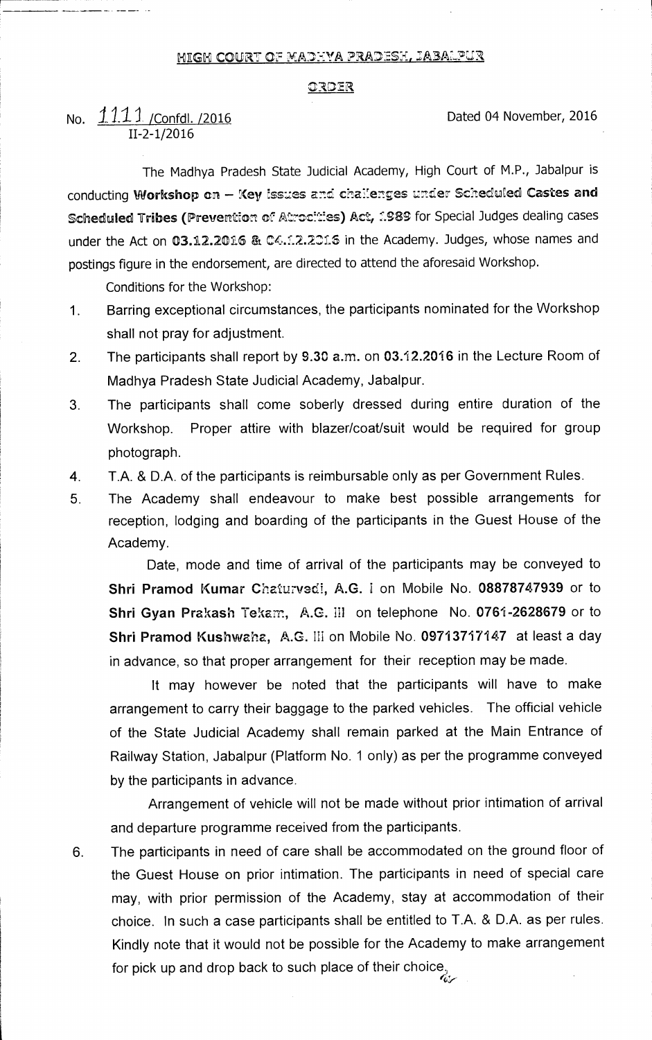# HIGH COURT OF MADHYA PRADESH, JABALPUR

## ORDER

No. 1111 /Confdl. /2016
II-2-1/2016

Dated 04 November, 2016

The Madhya Pradesh State Judicial Academy, High Court of M.P., Jabalpur is conducting **Workshop on – Key issues and challenges under Scheduled Castes and Scheduled Tribes (Prevention of Atrocities) Act, 1989** for Special Judges dealing cases under the Act on **03.12.2016 & 04.12.2016** in the Academy. Judges, whose names and postings figure in the endorsement, are directed to attend the aforesaid Workshop.

Conditions for the Workshop:

1. Barring exceptional circumstances, the participants nominated for the Workshop shall not pray for adjustment.
2. The participants shall report by **9.30 a.m.** on **03.12.2016** in the Lecture Room of Madhya Pradesh State Judicial Academy, Jabalpur.
3. The participants shall come soberly dressed during entire duration of the Workshop. Proper attire with blazer/coat/suit would be required for group photograph.
4. T.A. & D.A. of the participants is reimbursable only as per Government Rules.
5. The Academy shall endeavour to make best possible arrangements for reception, lodging and boarding of the participants in the Guest House of the Academy.

   Date, mode and time of arrival of the participants may be conveyed to **Shri Pramod Kumar Chaturvedi, A.G. I** on Mobile No. **08878747939** or to **Shri Gyan Prakash Tekam, A.G. III** on telephone No. **0761-2628679** or to **Shri Pramod Kushwaha, A.G. III** on Mobile No. **09713717147** at least a day in advance, so that proper arrangement for their reception may be made.

   It may however be noted that the participants will have to make arrangement to carry their baggage to the parked vehicles. The official vehicle of the State Judicial Academy shall remain parked at the Main Entrance of Railway Station, Jabalpur (Platform No. 1 only) as per the programme conveyed by the participants in advance.

   Arrangement of vehicle will not be made without prior intimation of arrival and departure programme received from the participants.

6. The participants in need of care shall be accommodated on the ground floor of the Guest House on prior intimation. The participants in need of special care may, with prior permission of the Academy, stay at accommodation of their choice. In such a case participants shall be entitled to T.A. & D.A. as per rules. Kindly note that it would not be possible for the Academy to make arrangement for pick up and drop back to such place of their choice.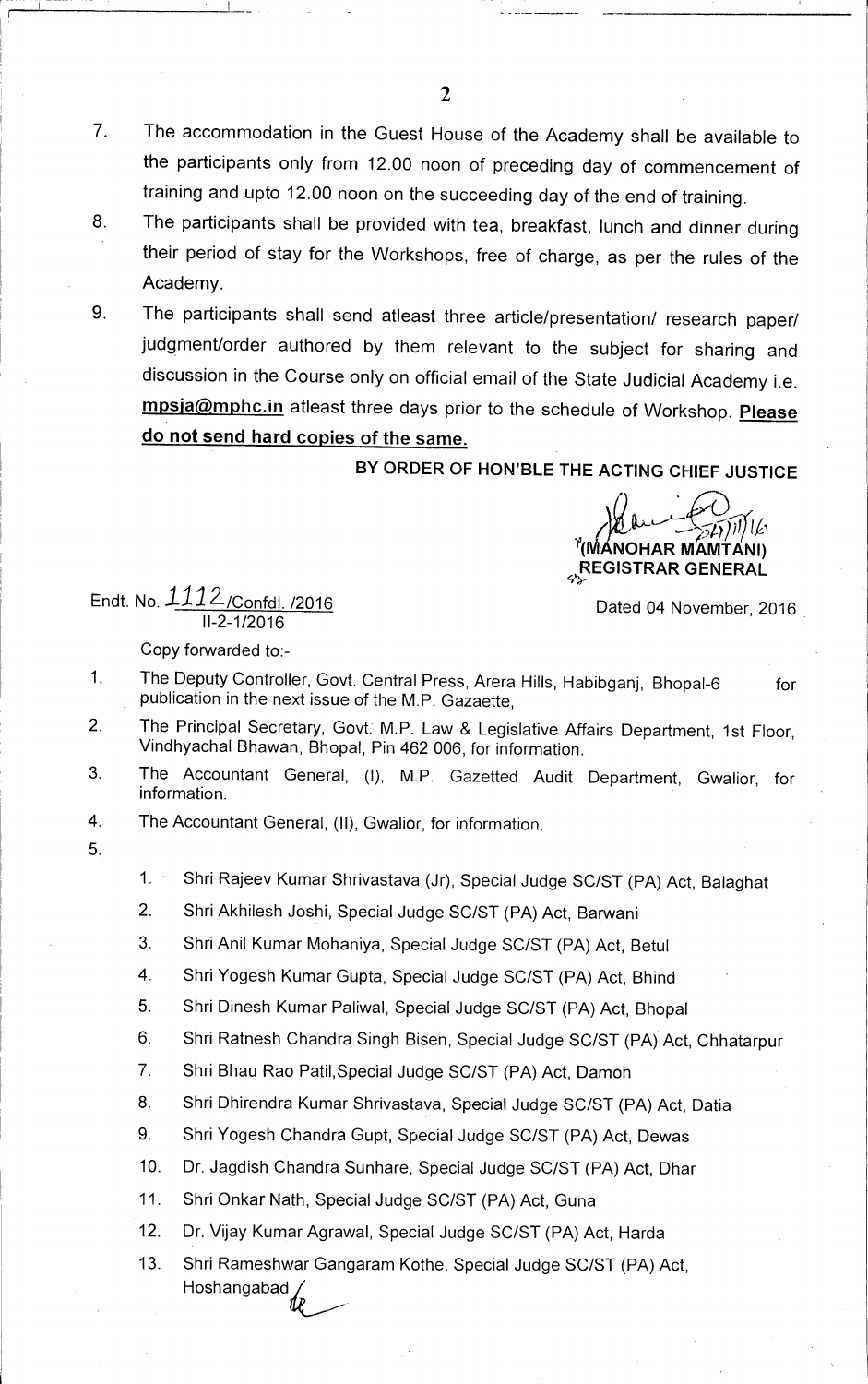7. The accommodation in the Guest House of the Academy shall be available to the participants only from 12.00 noon of preceding day of commencement of training and upto 12.00 noon on the succeeding day of the end of training.
8. The participants shall be provided with tea, breakfast, lunch and dinner during their period of stay for the Workshops, free of charge, as per the rules of the Academy.
9. The participants shall send atleast three article/presentation/ research paper/ judgment/order authored by them relevant to the subject for sharing and discussion in the Course only on official email of the State Judicial Academy i.e. **mpsja@mphc.in** atleast three days prior to the schedule of Workshop. **Please do not send hard copies of the same.**

**BY ORDER OF HON'BLE THE ACTING CHIEF JUSTICE**

(MANOHAR MAMTANI)
REGISTRAR GENERAL

Endt. No. 1112/Confdl. /2016
II-2-1/2016

Dated 04 November, 2016

Copy forwarded to:-

1. The Deputy Controller, Govt. Central Press, Arera Hills, Habibganj, Bhopal-6 for publication in the next issue of the M.P. Gazaette,
2. The Principal Secretary, Govt. M.P. Law & Legislative Affairs Department, 1st Floor, Vindhyachal Bhawan, Bhopal, Pin 462 006, for information.
3. The Accountant General, (I), M.P. Gazetted Audit Department, Gwalior, for information.
4. The Accountant General, (II), Gwalior, for information.
5.
    1. Shri Rajeev Kumar Shrivastava (Jr), Special Judge SC/ST (PA) Act, Balaghat
    2. Shri Akhilesh Joshi, Special Judge SC/ST (PA) Act, Barwani
    3. Shri Anil Kumar Mohaniya, Special Judge SC/ST (PA) Act, Betul
    4. Shri Yogesh Kumar Gupta, Special Judge SC/ST (PA) Act, Bhind
    5. Shri Dinesh Kumar Paliwal, Special Judge SC/ST (PA) Act, Bhopal
    6. Shri Ratnesh Chandra Singh Bisen, Special Judge SC/ST (PA) Act, Chhatarpur
    7. Shri Bhau Rao Patil,Special Judge SC/ST (PA) Act, Damoh
    8. Shri Dhirendra Kumar Shrivastava, Special Judge SC/ST (PA) Act, Datia
    9. Shri Yogesh Chandra Gupt, Special Judge SC/ST (PA) Act, Dewas
    10. Dr. Jagdish Chandra Sunhare, Special Judge SC/ST (PA) Act, Dhar
    11. Shri Onkar Nath, Special Judge SC/ST (PA) Act, Guna
    12. Dr. Vijay Kumar Agrawal, Special Judge SC/ST (PA) Act, Harda
    13. Shri Rameshwar Gangaram Kothe, Special Judge SC/ST (PA) Act, Hoshangabad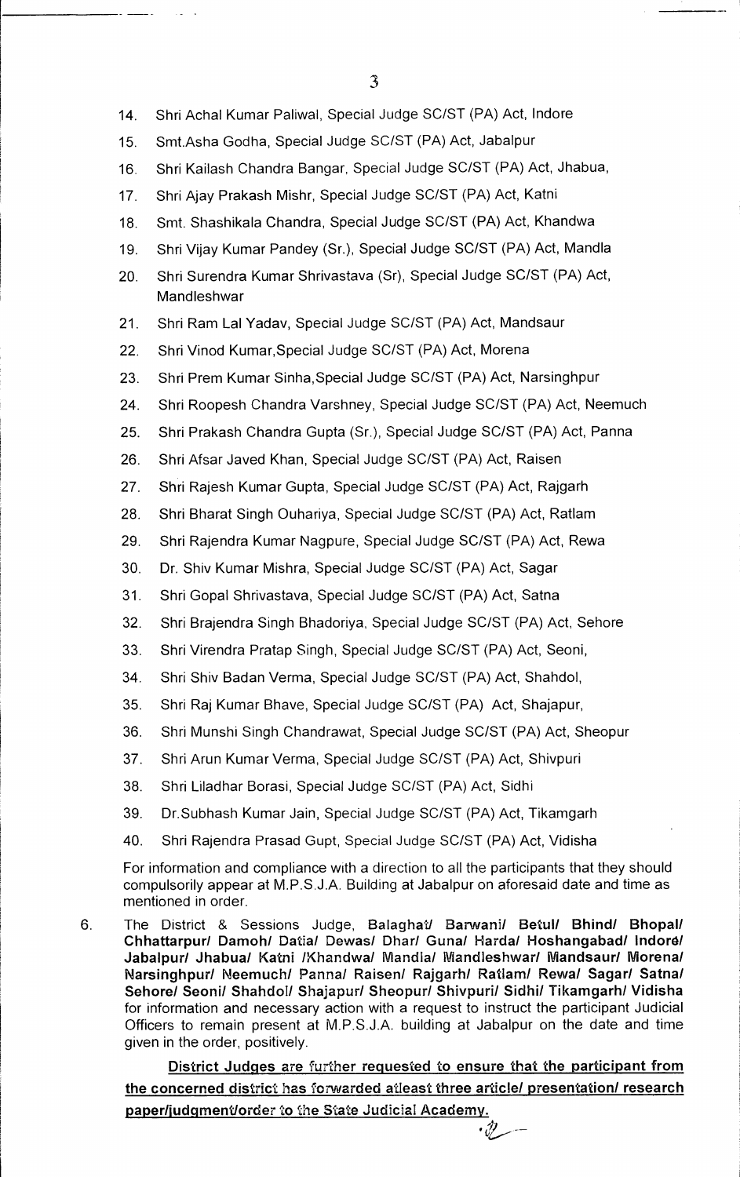14. Shri Achal Kumar Paliwal, Special Judge SC/ST (PA) Act, Indore
15. Smt.Asha Godha, Special Judge SC/ST (PA) Act, Jabalpur
16. Shri Kailash Chandra Bangar, Special Judge SC/ST (PA) Act, Jhabua,
17. Shri Ajay Prakash Mishr, Special Judge SC/ST (PA) Act, Katni
18. Smt. Shashikala Chandra, Special Judge SC/ST (PA) Act, Khandwa
19. Shri Vijay Kumar Pandey (Sr.), Special Judge SC/ST (PA) Act, Mandla
20. Shri Surendra Kumar Shrivastava (Sr), Special Judge SC/ST (PA) Act, Mandleshwar
21. Shri Ram Lal Yadav, Special Judge SC/ST (PA) Act, Mandsaur
22. Shri Vinod Kumar,Special Judge SC/ST (PA) Act, Morena
23. Shri Prem Kumar Sinha,Special Judge SC/ST (PA) Act, Narsinghpur
24. Shri Roopesh Chandra Varshney, Special Judge SC/ST (PA) Act, Neemuch
25. Shri Prakash Chandra Gupta (Sr.), Special Judge SC/ST (PA) Act, Panna
26. Shri Afsar Javed Khan, Special Judge SC/ST (PA) Act, Raisen
27. Shri Rajesh Kumar Gupta, Special Judge SC/ST (PA) Act, Rajgarh
28. Shri Bharat Singh Ouhariya, Special Judge SC/ST (PA) Act, Ratlam
29. Shri Rajendra Kumar Nagpure, Special Judge SC/ST (PA) Act, Rewa
30. Dr. Shiv Kumar Mishra, Special Judge SC/ST (PA) Act, Sagar
31. Shri Gopal Shrivastava, Special Judge SC/ST (PA) Act, Satna
32. Shri Brajendra Singh Bhadoriya, Special Judge SC/ST (PA) Act, Sehore
33. Shri Virendra Pratap Singh, Special Judge SC/ST (PA) Act, Seoni,
34. Shri Shiv Badan Verma, Special Judge SC/ST (PA) Act, Shahdol,
35. Shri Raj Kumar Bhave, Special Judge SC/ST (PA) Act, Shajapur,
36. Shri Munshi Singh Chandrawat, Special Judge SC/ST (PA) Act, Sheopur
37. Shri Arun Kumar Verma, Special Judge SC/ST (PA) Act, Shivpuri
38. Shri Liladhar Borasi, Special Judge SC/ST (PA) Act, Sidhi
39. Dr.Subhash Kumar Jain, Special Judge SC/ST (PA) Act, Tikamgarh
40. Shri Rajendra Prasad Gupt, Special Judge SC/ST (PA) Act, Vidisha

For information and compliance with a direction to all the participants that they should compulsorily appear at M.P.S.J.A. Building at Jabalpur on aforesaid date and time as mentioned in order.

6. The District & Sessions Judge, **Balaghat/ Barwani/ Betul/ Bhind/ Bhopal/ Chhattarpur/ Damoh/ Datia/ Dewas/ Dhar/ Guna/ Harda/ Hoshangabad/ Indore/ Jabalpur/ Jhabua/ Katni /Khandwa/ Mandla/ Mandleshwar/ Mandsaur/ Morena/ Narsinghpur/ Neemuch/ Panna/ Raisen/ Rajgarh/ Ratlam/ Rewa/ Sagar/ Satna/ Sehore/ Seoni/ Shahdol/ Shajapur/ Sheopur/ Shivpuri/ Sidhi/ Tikamgarh/ Vidisha** for information and necessary action with a request to instruct the participant Judicial Officers to remain present at M.P.S.J.A. building at Jabalpur on the date and time given in the order, positively.

   **District Judges are further requested to ensure that the participant from the concerned district has forwarded atleast three article/ presentation/ research paper/judgment/order to the State Judicial Academy.**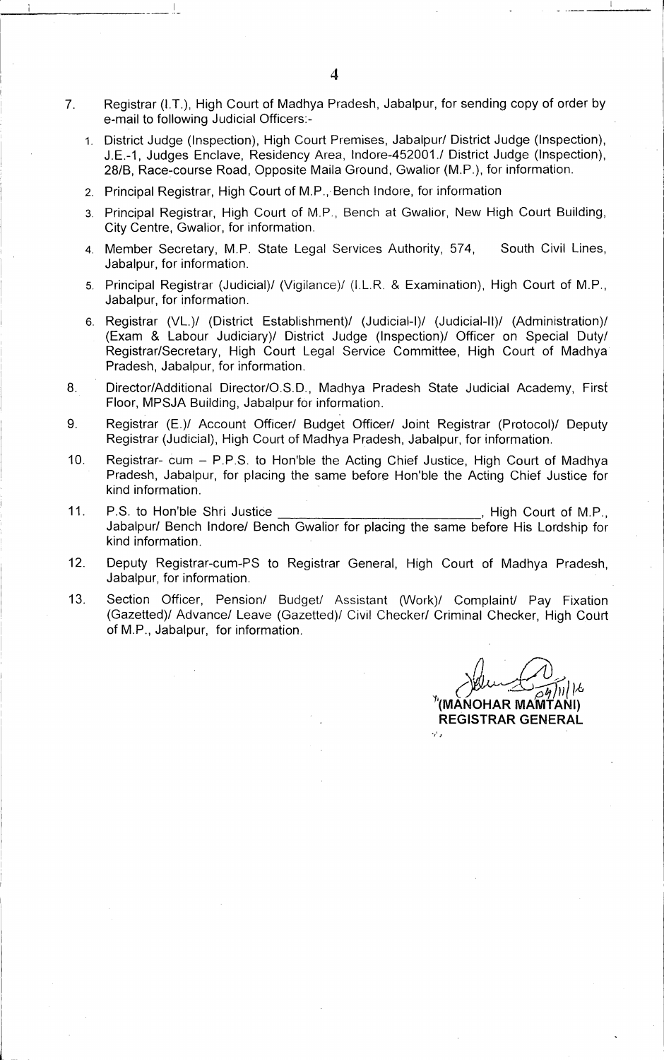7. Registrar (I.T.), High Court of Madhya Pradesh, Jabalpur, for sending copy of order by e-mail to following Judicial Officers:-
   1. District Judge (Inspection), High Court Premises, Jabalpur/ District Judge (Inspection), J.E.-1, Judges Enclave, Residency Area, Indore-452001./ District Judge (Inspection), 28/B, Race-course Road, Opposite Maila Ground, Gwalior (M.P.), for information.
   2. Principal Registrar, High Court of M.P., Bench Indore, for information
   3. Principal Registrar, High Court of M.P., Bench at Gwalior, New High Court Building, City Centre, Gwalior, for information.
   4. Member Secretary, M.P. State Legal Services Authority, 574, South Civil Lines, Jabalpur, for information.
   5. Principal Registrar (Judicial)/ (Vigilance)/ (I.L.R. & Examination), High Court of M.P., Jabalpur, for information.
   6. Registrar (VL.)/ (District Establishment)/ (Judicial-I)/ (Judicial-II)/ (Administration)/ (Exam & Labour Judiciary)/ District Judge (Inspection)/ Officer on Special Duty/ Registrar/Secretary, High Court Legal Service Committee, High Court of Madhya Pradesh, Jabalpur, for information.
8. Director/Additional Director/O.S.D., Madhya Pradesh State Judicial Academy, First Floor, MPSJA Building, Jabalpur for information.
9. Registrar (E.)/ Account Officer/ Budget Officer/ Joint Registrar (Protocol)/ Deputy Registrar (Judicial), High Court of Madhya Pradesh, Jabalpur, for information.
10. Registrar- cum – P.P.S. to Hon'ble the Acting Chief Justice, High Court of Madhya Pradesh, Jabalpur, for placing the same before Hon'ble the Acting Chief Justice for kind information.
11. P.S. to Hon'ble Shri Justice ____________________________, High Court of M.P., Jabalpur/ Bench Indore/ Bench Gwalior for placing the same before His Lordship for kind information.
12. Deputy Registrar-cum-PS to Registrar General, High Court of Madhya Pradesh, Jabalpur, for information.
13. Section Officer, Pension/ Budget/ Assistant (Work)/ Complaint/ Pay Fixation (Gazetted)/ Advance/ Leave (Gazetted)/ Civil Checker/ Criminal Checker, High Court of M.P., Jabalpur, for information.

04/11/16

**(MANOHAR MAMTANI)**
**REGISTRAR GENERAL**